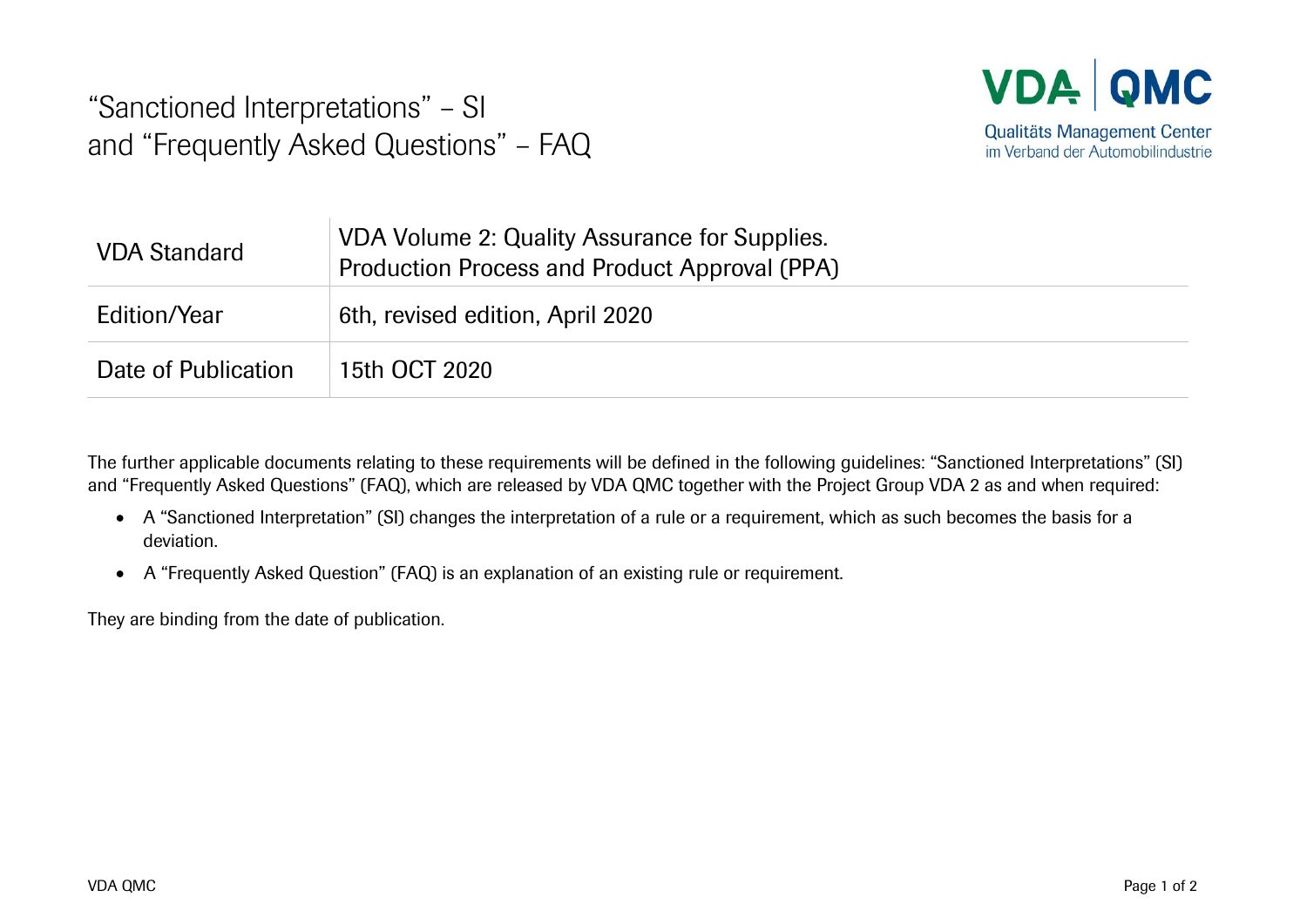# "Sanctioned Interpretations" – SI and "Frequently Asked Questions" – FAQ

VDA QMC
Qualitäts Management Center
im Verband der Automobilindustrie

| VDA Standard | VDA Volume 2: Quality Assurance for Supplies. Production Process and Product Approval (PPA) |
|---|---|
| Edition/Year | 6th, revised edition, April 2020 |
| Date of Publication | 15th OCT 2020 |

The further applicable documents relating to these requirements will be defined in the following guidelines: "Sanctioned Interpretations" (SI) and "Frequently Asked Questions" (FAQ), which are released by VDA QMC together with the Project Group VDA 2 as and when required:

- A "Sanctioned Interpretation" (SI) changes the interpretation of a rule or a requirement, which as such becomes the basis for a deviation.
- A "Frequently Asked Question" (FAQ) is an explanation of an existing rule or requirement.

They are binding from the date of publication.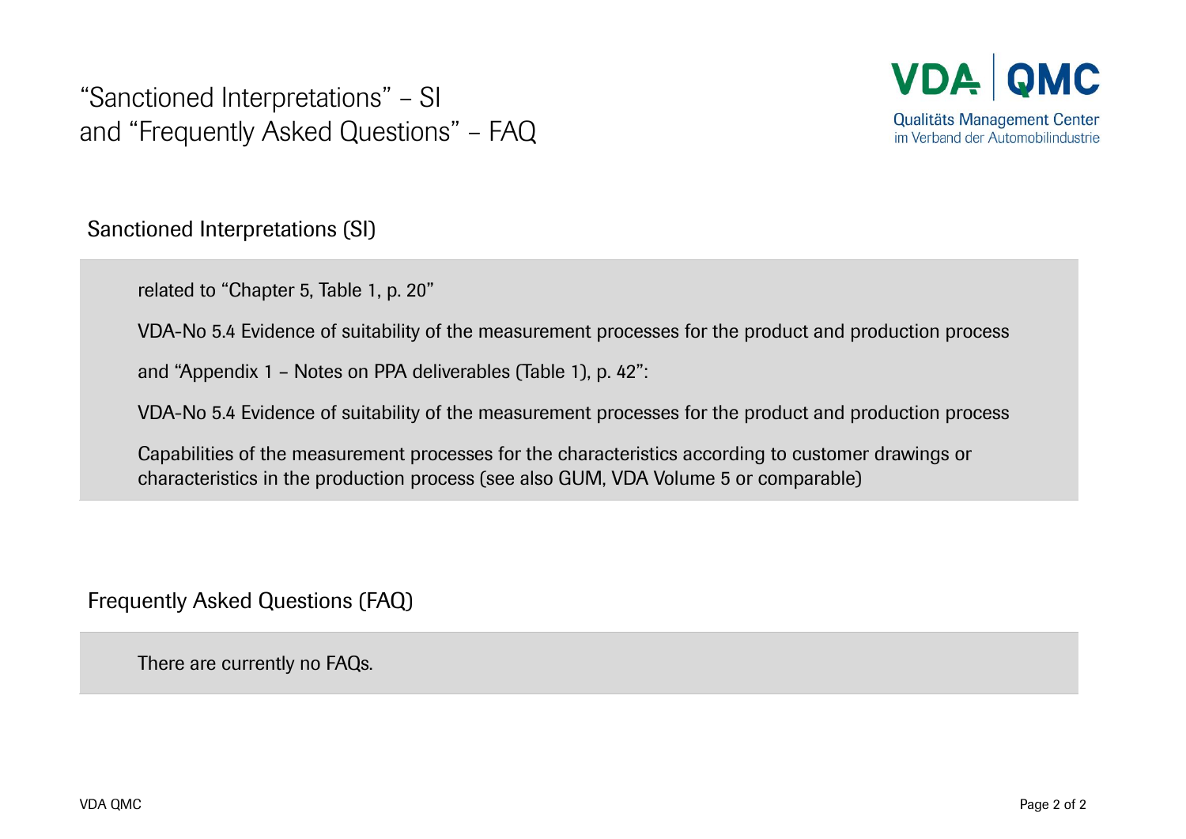# "Sanctioned Interpretations" – SI and "Frequently Asked Questions" – FAQ

## Sanctioned Interpretations (SI)

related to "Chapter 5, Table 1, p. 20"

VDA-No 5.4 Evidence of suitability of the measurement processes for the product and production process

and "Appendix 1 – Notes on PPA deliverables (Table 1), p. 42":

VDA-No 5.4 Evidence of suitability of the measurement processes for the product and production process

Capabilities of the measurement processes for the characteristics according to customer drawings or characteristics in the production process (see also GUM, VDA Volume 5 or comparable)

## Frequently Asked Questions (FAQ)

There are currently no FAQs.